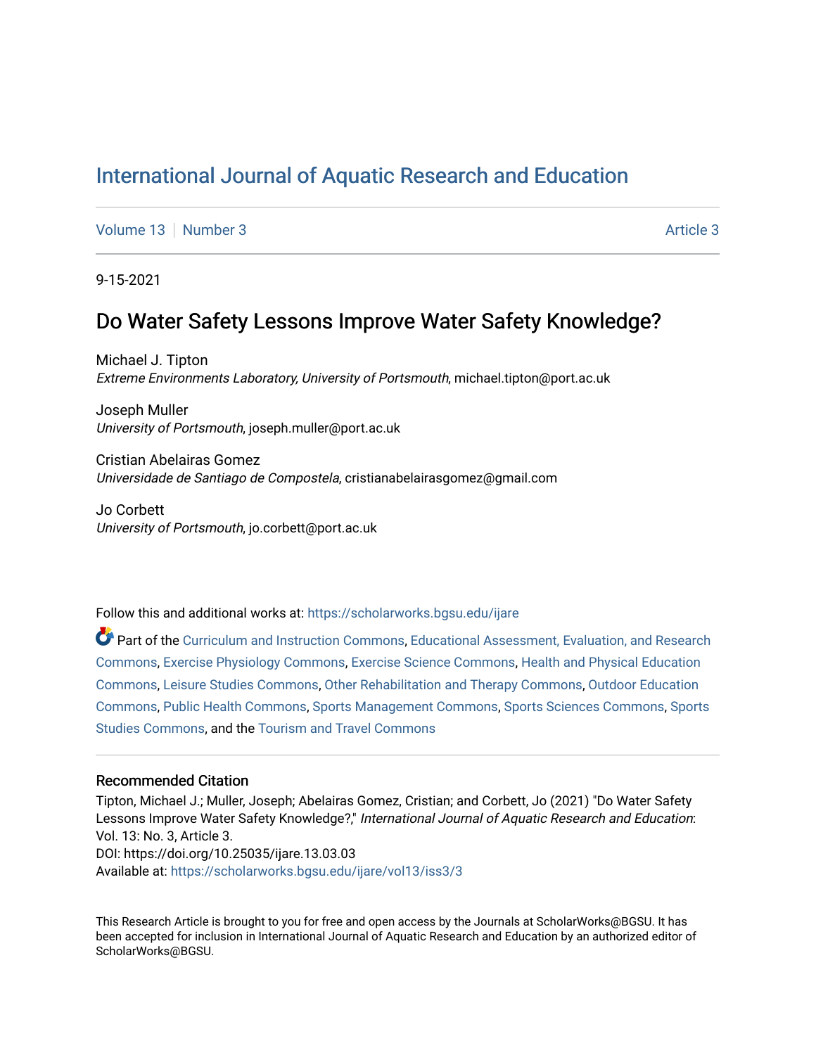# International Journal of Aquatic Research and Education

Volume 13 | Number 3 | Article 3

9-15-2021

## Do Water Safety Lessons Improve Water Safety Knowledge?

Michael J. Tipton
*Extreme Environments Laboratory, University of Portsmouth*, michael.tipton@port.ac.uk

Joseph Muller
*University of Portsmouth*, joseph.muller@port.ac.uk

Cristian Abelairas Gomez
*Universidade de Santiago de Compostela*, cristianabelairasgomez@gmail.com

Jo Corbett
*University of Portsmouth*, jo.corbett@port.ac.uk

Follow this and additional works at: https://scholarworks.bgsu.edu/ijare

Part of the Curriculum and Instruction Commons, Educational Assessment, Evaluation, and Research Commons, Exercise Physiology Commons, Exercise Science Commons, Health and Physical Education Commons, Leisure Studies Commons, Other Rehabilitation and Therapy Commons, Outdoor Education Commons, Public Health Commons, Sports Management Commons, Sports Sciences Commons, Sports Studies Commons, and the Tourism and Travel Commons

### Recommended Citation

Tipton, Michael J.; Muller, Joseph; Abelairas Gomez, Cristian; and Corbett, Jo (2021) "Do Water Safety Lessons Improve Water Safety Knowledge?," *International Journal of Aquatic Research and Education*: Vol. 13: No. 3, Article 3.
DOI: https://doi.org/10.25035/ijare.13.03.03
Available at: https://scholarworks.bgsu.edu/ijare/vol13/iss3/3

This Research Article is brought to you for free and open access by the Journals at ScholarWorks@BGSU. It has been accepted for inclusion in International Journal of Aquatic Research and Education by an authorized editor of ScholarWorks@BGSU.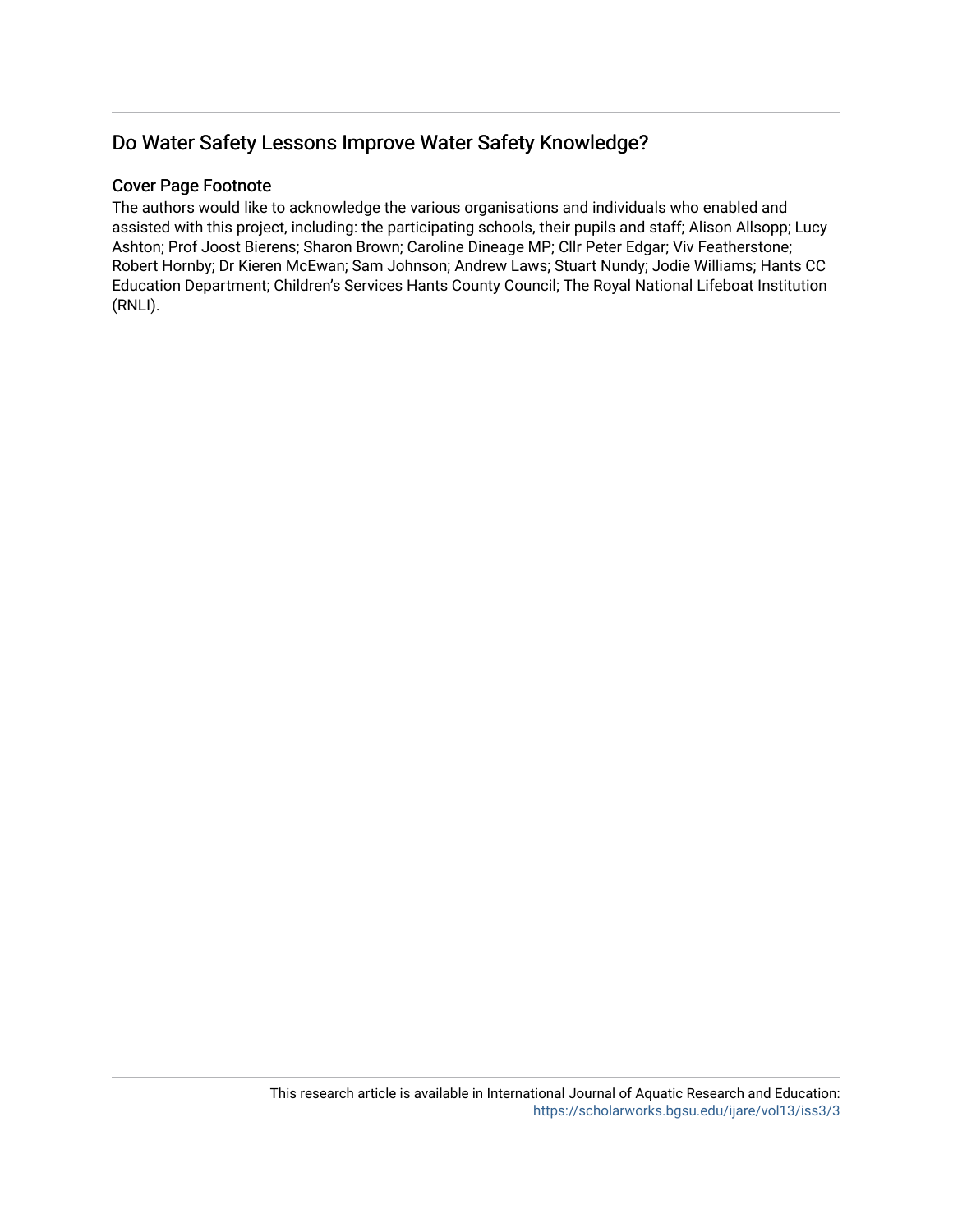## Do Water Safety Lessons Improve Water Safety Knowledge?

### Cover Page Footnote

The authors would like to acknowledge the various organisations and individuals who enabled and assisted with this project, including: the participating schools, their pupils and staff; Alison Allsopp; Lucy Ashton; Prof Joost Bierens; Sharon Brown; Caroline Dineage MP; Cllr Peter Edgar; Viv Featherstone; Robert Hornby; Dr Kieren McEwan; Sam Johnson; Andrew Laws; Stuart Nundy; Jodie Williams; Hants CC Education Department; Children's Services Hants County Council; The Royal National Lifeboat Institution (RNLI).

This research article is available in International Journal of Aquatic Research and Education: https://scholarworks.bgsu.edu/ijare/vol13/iss3/3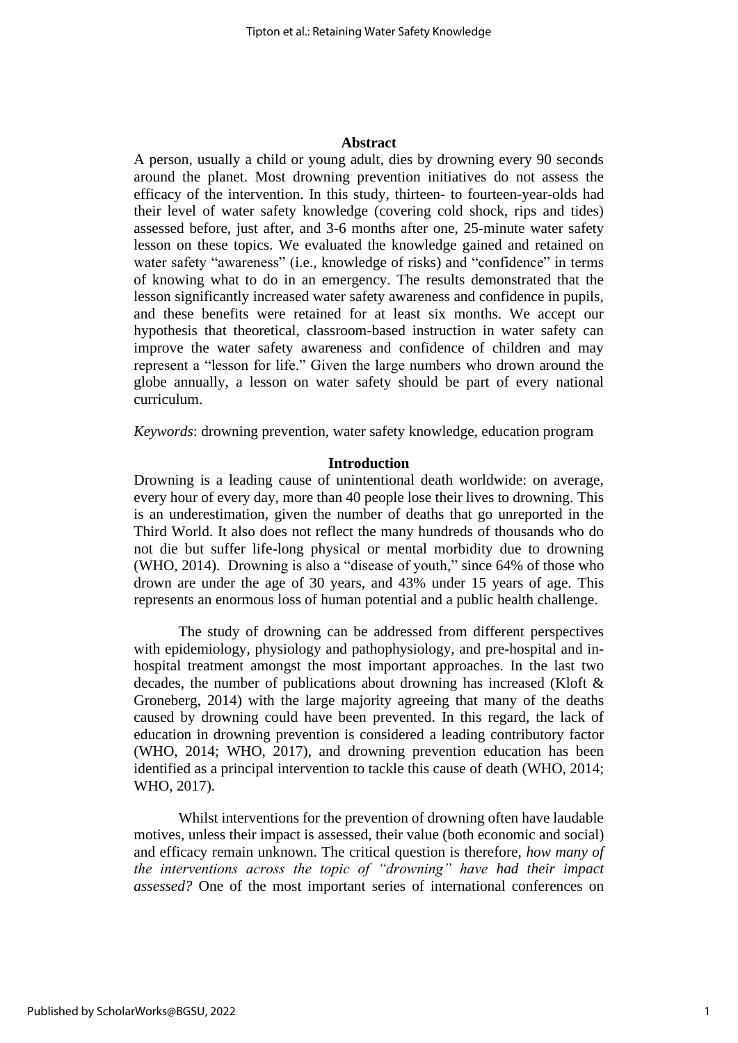## Abstract

A person, usually a child or young adult, dies by drowning every 90 seconds around the planet. Most drowning prevention initiatives do not assess the efficacy of the intervention. In this study, thirteen- to fourteen-year-olds had their level of water safety knowledge (covering cold shock, rips and tides) assessed before, just after, and 3-6 months after one, 25-minute water safety lesson on these topics. We evaluated the knowledge gained and retained on water safety "awareness" (i.e., knowledge of risks) and "confidence" in terms of knowing what to do in an emergency. The results demonstrated that the lesson significantly increased water safety awareness and confidence in pupils, and these benefits were retained for at least six months. We accept our hypothesis that theoretical, classroom-based instruction in water safety can improve the water safety awareness and confidence of children and may represent a "lesson for life." Given the large numbers who drown around the globe annually, a lesson on water safety should be part of every national curriculum.

*Keywords*: drowning prevention, water safety knowledge, education program

## Introduction

Drowning is a leading cause of unintentional death worldwide: on average, every hour of every day, more than 40 people lose their lives to drowning. This is an underestimation, given the number of deaths that go unreported in the Third World. It also does not reflect the many hundreds of thousands who do not die but suffer life-long physical or mental morbidity due to drowning (WHO, 2014). Drowning is also a "disease of youth," since 64% of those who drown are under the age of 30 years, and 43% under 15 years of age. This represents an enormous loss of human potential and a public health challenge.

The study of drowning can be addressed from different perspectives with epidemiology, physiology and pathophysiology, and pre-hospital and in-hospital treatment amongst the most important approaches. In the last two decades, the number of publications about drowning has increased (Kloft & Groneberg, 2014) with the large majority agreeing that many of the deaths caused by drowning could have been prevented. In this regard, the lack of education in drowning prevention is considered a leading contributory factor (WHO, 2014; WHO, 2017), and drowning prevention education has been identified as a principal intervention to tackle this cause of death (WHO, 2014; WHO, 2017).

Whilst interventions for the prevention of drowning often have laudable motives, unless their impact is assessed, their value (both economic and social) and efficacy remain unknown. The critical question is therefore, *how many of the interventions across the topic of "drowning" have had their impact assessed?* One of the most important series of international conferences on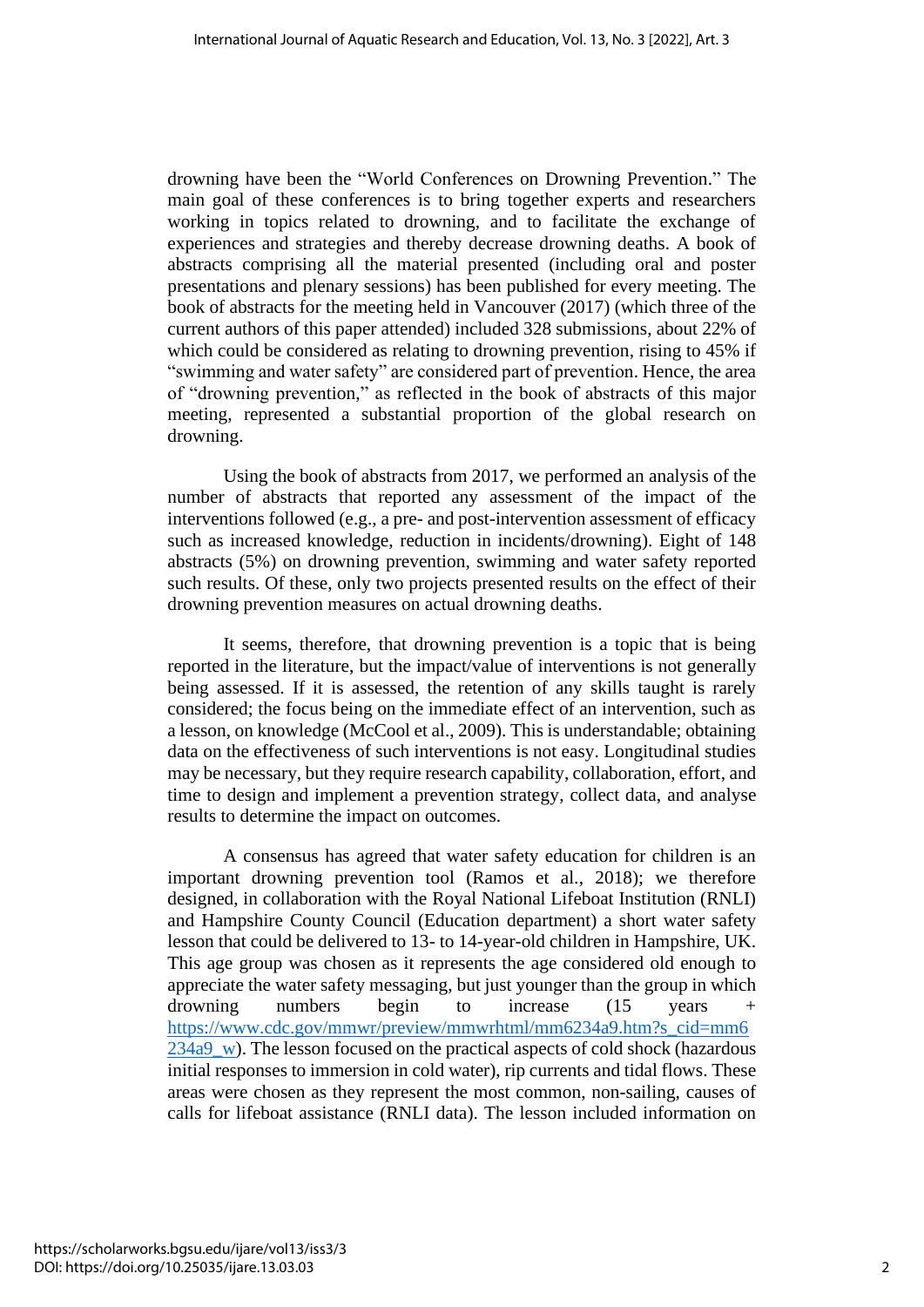drowning have been the "World Conferences on Drowning Prevention." The main goal of these conferences is to bring together experts and researchers working in topics related to drowning, and to facilitate the exchange of experiences and strategies and thereby decrease drowning deaths. A book of abstracts comprising all the material presented (including oral and poster presentations and plenary sessions) has been published for every meeting. The book of abstracts for the meeting held in Vancouver (2017) (which three of the current authors of this paper attended) included 328 submissions, about 22% of which could be considered as relating to drowning prevention, rising to 45% if "swimming and water safety" are considered part of prevention. Hence, the area of "drowning prevention," as reflected in the book of abstracts of this major meeting, represented a substantial proportion of the global research on drowning.

Using the book of abstracts from 2017, we performed an analysis of the number of abstracts that reported any assessment of the impact of the interventions followed (e.g., a pre- and post-intervention assessment of efficacy such as increased knowledge, reduction in incidents/drowning). Eight of 148 abstracts (5%) on drowning prevention, swimming and water safety reported such results. Of these, only two projects presented results on the effect of their drowning prevention measures on actual drowning deaths.

It seems, therefore, that drowning prevention is a topic that is being reported in the literature, but the impact/value of interventions is not generally being assessed. If it is assessed, the retention of any skills taught is rarely considered; the focus being on the immediate effect of an intervention, such as a lesson, on knowledge (McCool et al., 2009). This is understandable; obtaining data on the effectiveness of such interventions is not easy. Longitudinal studies may be necessary, but they require research capability, collaboration, effort, and time to design and implement a prevention strategy, collect data, and analyse results to determine the impact on outcomes.

A consensus has agreed that water safety education for children is an important drowning prevention tool (Ramos et al., 2018); we therefore designed, in collaboration with the Royal National Lifeboat Institution (RNLI) and Hampshire County Council (Education department) a short water safety lesson that could be delivered to 13- to 14-year-old children in Hampshire, UK. This age group was chosen as it represents the age considered old enough to appreciate the water safety messaging, but just younger than the group in which drowning numbers begin to increase (15 years + https://www.cdc.gov/mmwr/preview/mmwrhtml/mm6234a9.htm?s_cid=mm6234a9_w). The lesson focused on the practical aspects of cold shock (hazardous initial responses to immersion in cold water), rip currents and tidal flows. These areas were chosen as they represent the most common, non-sailing, causes of calls for lifeboat assistance (RNLI data). The lesson included information on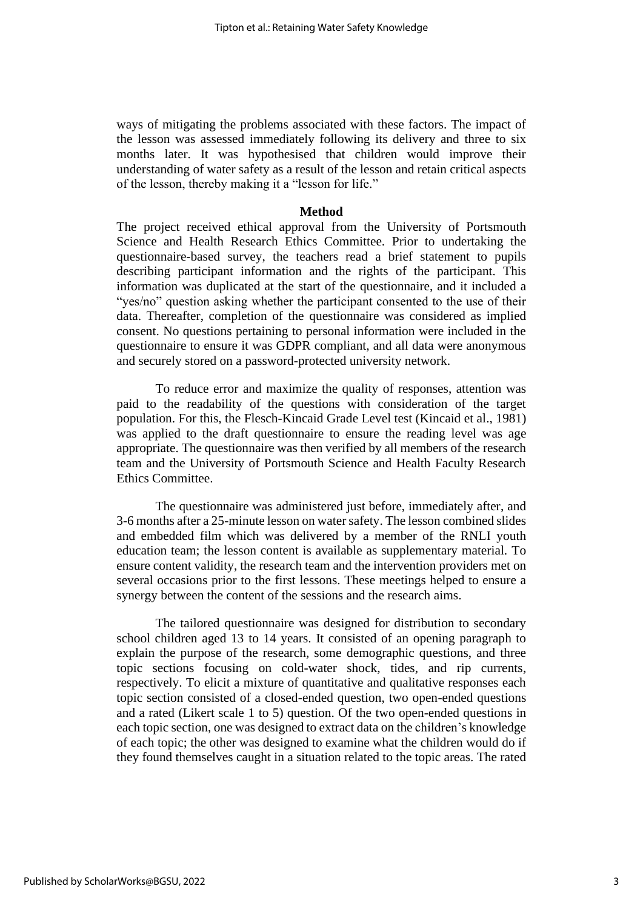ways of mitigating the problems associated with these factors. The impact of the lesson was assessed immediately following its delivery and three to six months later. It was hypothesised that children would improve their understanding of water safety as a result of the lesson and retain critical aspects of the lesson, thereby making it a "lesson for life."

## Method

The project received ethical approval from the University of Portsmouth Science and Health Research Ethics Committee. Prior to undertaking the questionnaire-based survey, the teachers read a brief statement to pupils describing participant information and the rights of the participant. This information was duplicated at the start of the questionnaire, and it included a "yes/no" question asking whether the participant consented to the use of their data. Thereafter, completion of the questionnaire was considered as implied consent. No questions pertaining to personal information were included in the questionnaire to ensure it was GDPR compliant, and all data were anonymous and securely stored on a password-protected university network.

To reduce error and maximize the quality of responses, attention was paid to the readability of the questions with consideration of the target population. For this, the Flesch-Kincaid Grade Level test (Kincaid et al., 1981) was applied to the draft questionnaire to ensure the reading level was age appropriate. The questionnaire was then verified by all members of the research team and the University of Portsmouth Science and Health Faculty Research Ethics Committee.

The questionnaire was administered just before, immediately after, and 3-6 months after a 25-minute lesson on water safety. The lesson combined slides and embedded film which was delivered by a member of the RNLI youth education team; the lesson content is available as supplementary material. To ensure content validity, the research team and the intervention providers met on several occasions prior to the first lessons. These meetings helped to ensure a synergy between the content of the sessions and the research aims.

The tailored questionnaire was designed for distribution to secondary school children aged 13 to 14 years. It consisted of an opening paragraph to explain the purpose of the research, some demographic questions, and three topic sections focusing on cold-water shock, tides, and rip currents, respectively. To elicit a mixture of quantitative and qualitative responses each topic section consisted of a closed-ended question, two open-ended questions and a rated (Likert scale 1 to 5) question. Of the two open-ended questions in each topic section, one was designed to extract data on the children's knowledge of each topic; the other was designed to examine what the children would do if they found themselves caught in a situation related to the topic areas. The rated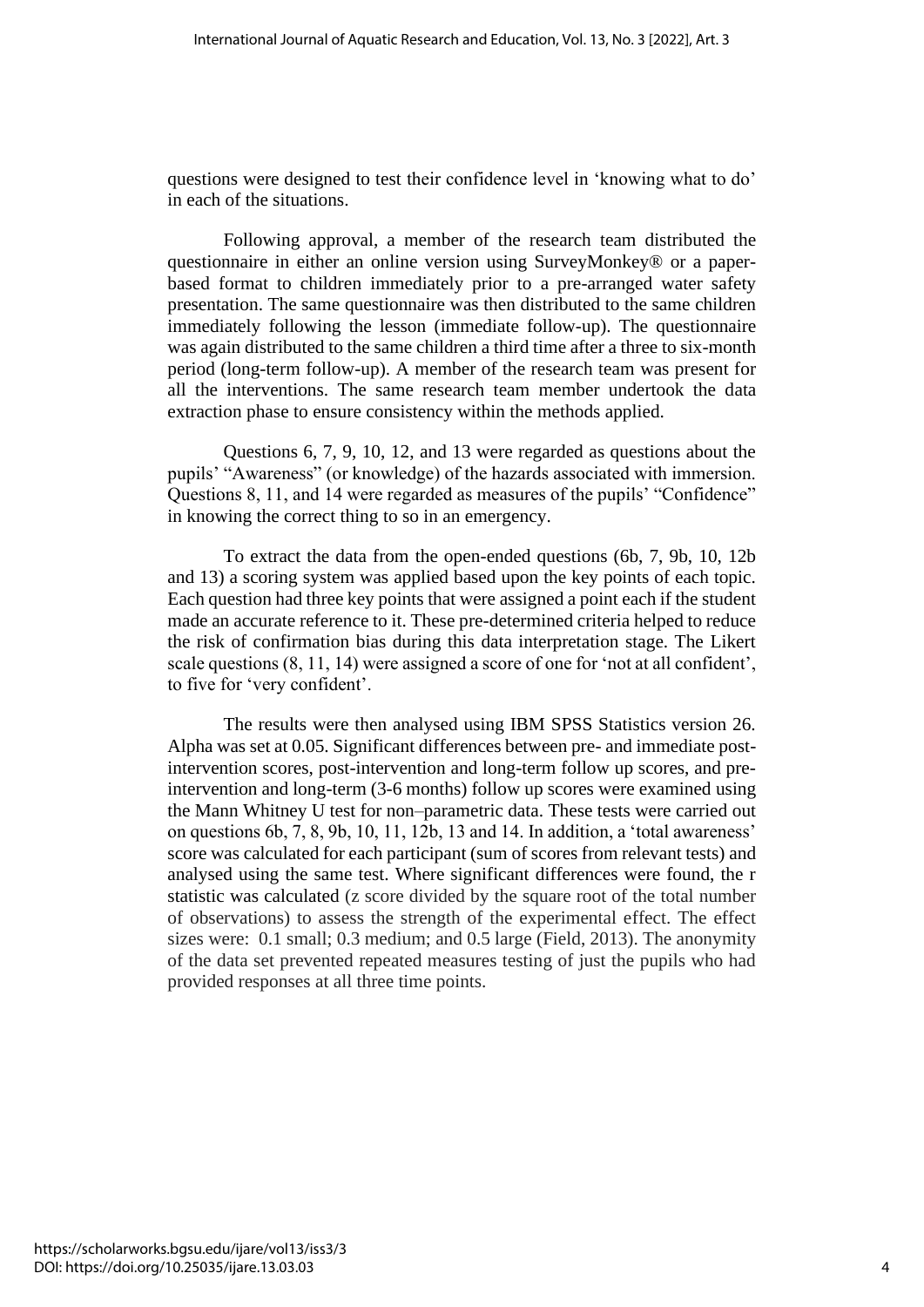questions were designed to test their confidence level in 'knowing what to do' in each of the situations.

Following approval, a member of the research team distributed the questionnaire in either an online version using SurveyMonkey® or a paper-based format to children immediately prior to a pre-arranged water safety presentation. The same questionnaire was then distributed to the same children immediately following the lesson (immediate follow-up). The questionnaire was again distributed to the same children a third time after a three to six-month period (long-term follow-up). A member of the research team was present for all the interventions. The same research team member undertook the data extraction phase to ensure consistency within the methods applied.

Questions 6, 7, 9, 10, 12, and 13 were regarded as questions about the pupils' "Awareness" (or knowledge) of the hazards associated with immersion. Questions 8, 11, and 14 were regarded as measures of the pupils' "Confidence" in knowing the correct thing to so in an emergency.

To extract the data from the open-ended questions (6b, 7, 9b, 10, 12b and 13) a scoring system was applied based upon the key points of each topic. Each question had three key points that were assigned a point each if the student made an accurate reference to it. These pre-determined criteria helped to reduce the risk of confirmation bias during this data interpretation stage. The Likert scale questions (8, 11, 14) were assigned a score of one for 'not at all confident', to five for 'very confident'.

The results were then analysed using IBM SPSS Statistics version 26. Alpha was set at 0.05. Significant differences between pre- and immediate post-intervention scores, post-intervention and long-term follow up scores, and pre-intervention and long-term (3-6 months) follow up scores were examined using the Mann Whitney U test for non–parametric data. These tests were carried out on questions 6b, 7, 8, 9b, 10, 11, 12b, 13 and 14. In addition, a 'total awareness' score was calculated for each participant (sum of scores from relevant tests) and analysed using the same test. Where significant differences were found, the r statistic was calculated (z score divided by the square root of the total number of observations) to assess the strength of the experimental effect. The effect sizes were: 0.1 small; 0.3 medium; and 0.5 large (Field, 2013). The anonymity of the data set prevented repeated measures testing of just the pupils who had provided responses at all three time points.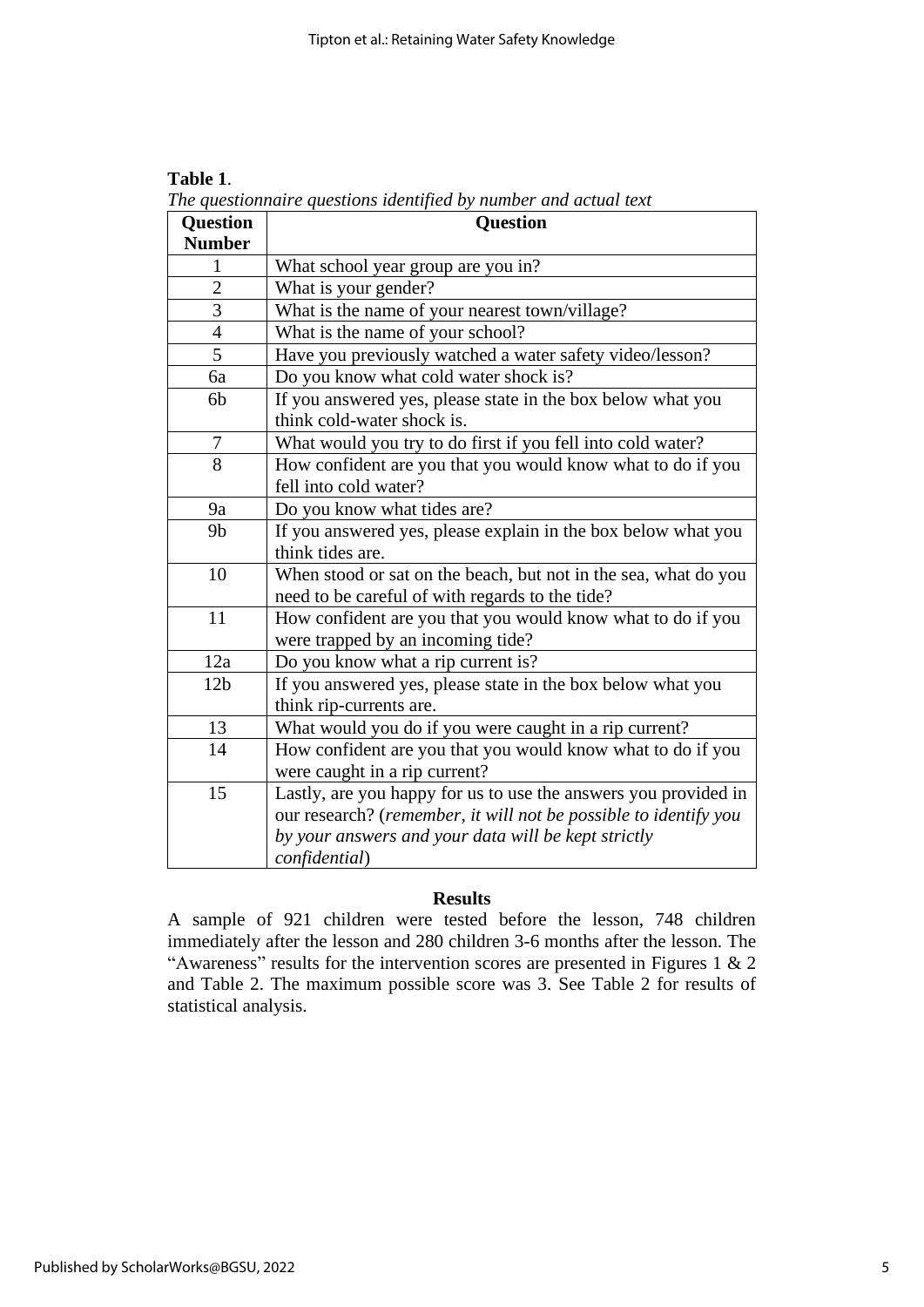**Table 1**.

*The questionnaire questions identified by number and actual text*

| Question Number | Question |
|---|---|
| 1 | What school year group are you in? |
| 2 | What is your gender? |
| 3 | What is the name of your nearest town/village? |
| 4 | What is the name of your school? |
| 5 | Have you previously watched a water safety video/lesson? |
| 6a | Do you know what cold water shock is? |
| 6b | If you answered yes, please state in the box below what you think cold-water shock is. |
| 7 | What would you try to do first if you fell into cold water? |
| 8 | How confident are you that you would know what to do if you fell into cold water? |
| 9a | Do you know what tides are? |
| 9b | If you answered yes, please explain in the box below what you think tides are. |
| 10 | When stood or sat on the beach, but not in the sea, what do you need to be careful of with regards to the tide? |
| 11 | How confident are you that you would know what to do if you were trapped by an incoming tide? |
| 12a | Do you know what a rip current is? |
| 12b | If you answered yes, please state in the box below what you think rip-currents are. |
| 13 | What would you do if you were caught in a rip current? |
| 14 | How confident are you that you would know what to do if you were caught in a rip current? |
| 15 | Lastly, are you happy for us to use the answers you provided in our research? (*remember, it will not be possible to identify you by your answers and your data will be kept strictly confidential*) |

## Results

A sample of 921 children were tested before the lesson, 748 children immediately after the lesson and 280 children 3-6 months after the lesson. The "Awareness" results for the intervention scores are presented in Figures 1 & 2 and Table 2. The maximum possible score was 3. See Table 2 for results of statistical analysis.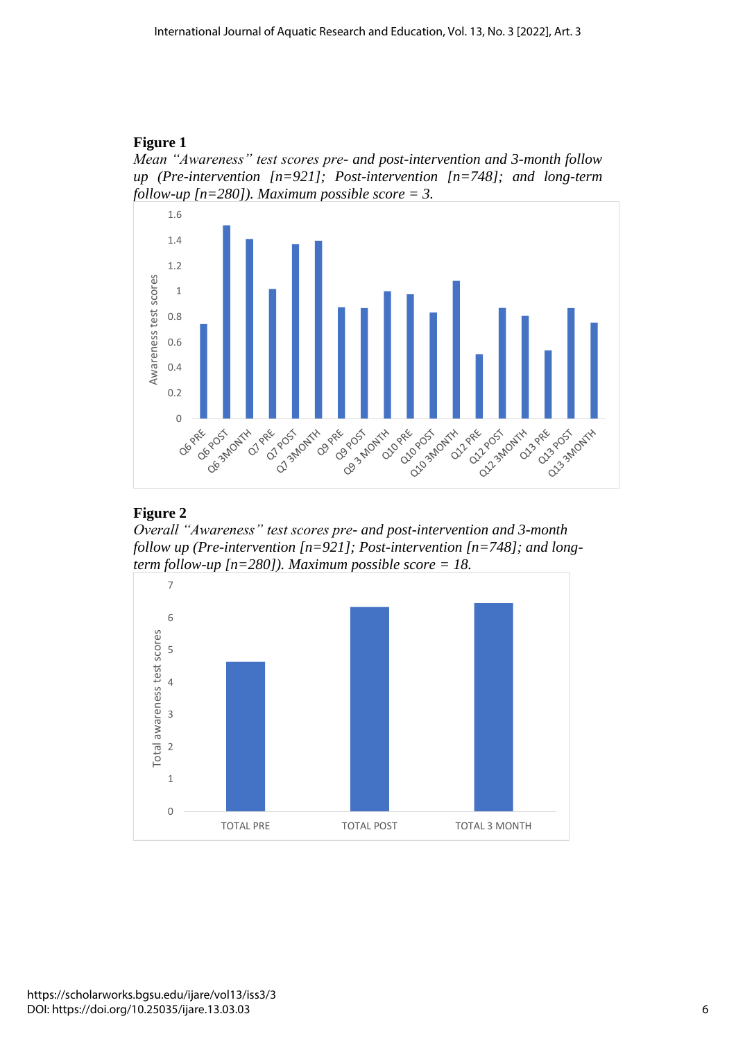**Figure 1**

*Mean "Awareness" test scores pre- and post-intervention and 3-month follow up (Pre-intervention [n=921]; Post-intervention [n=748]; and long-term follow-up [n=280]). Maximum possible score = 3.*

**Figure 2**

*Overall "Awareness" test scores pre- and post-intervention and 3-month follow up (Pre-intervention [n=921]; Post-intervention [n=748]; and long-term follow-up [n=280]). Maximum possible score = 18.*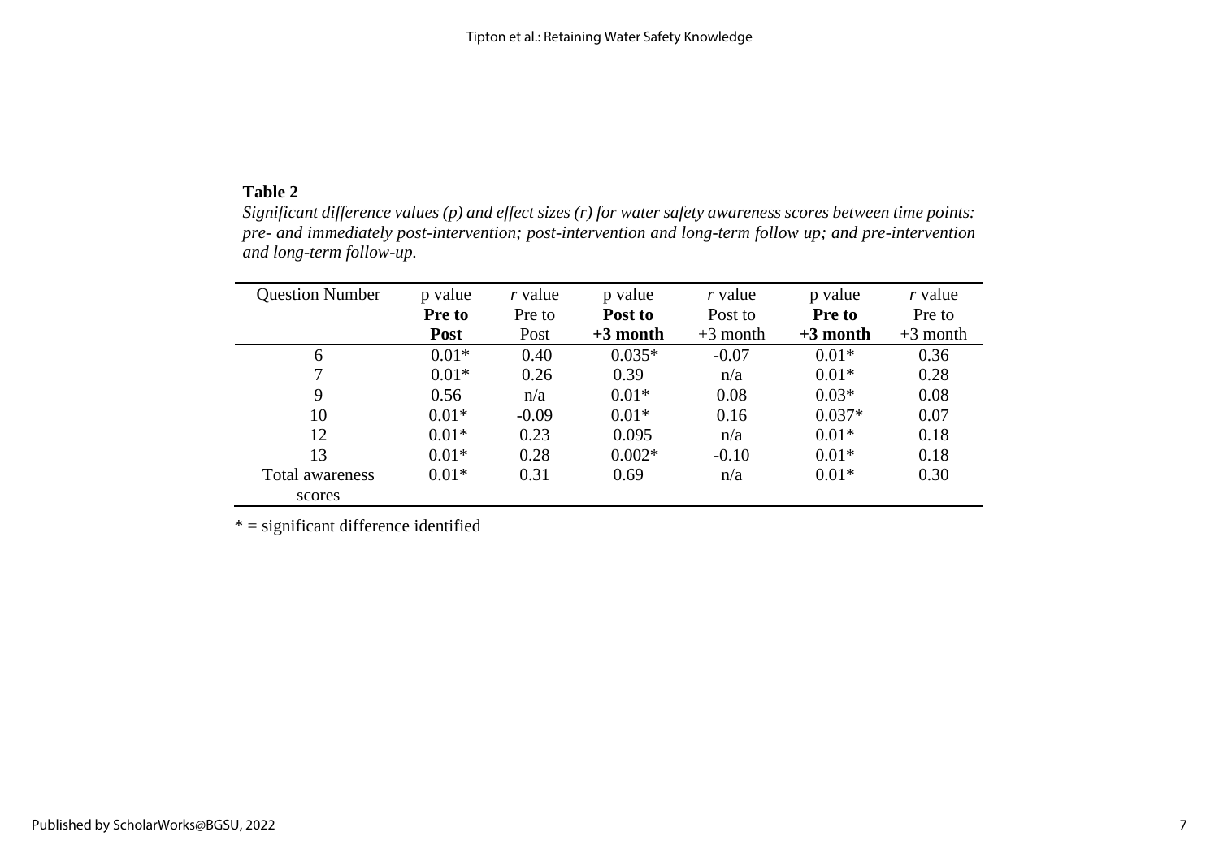**Table 2**

*Significant difference values (p) and effect sizes (r) for water safety awareness scores between time points: pre- and immediately post-intervention; post-intervention and long-term follow up; and pre-intervention and long-term follow-up.*

| Question Number | p value **Pre to Post** | *r* value Pre to Post | p value **Post to +3 month** | *r* value Post to +3 month | p value **Pre to +3 month** | *r* value Pre to +3 month |
|---|---|---|---|---|---|---|
| 6 | 0.01* | 0.40 | 0.035* | -0.07 | 0.01* | 0.36 |
| 7 | 0.01* | 0.26 | 0.39 | n/a | 0.01* | 0.28 |
| 9 | 0.56 | n/a | 0.01* | 0.08 | 0.03* | 0.08 |
| 10 | 0.01* | -0.09 | 0.01* | 0.16 | 0.037* | 0.07 |
| 12 | 0.01* | 0.23 | 0.095 | n/a | 0.01* | 0.18 |
| 13 | 0.01* | 0.28 | 0.002* | -0.10 | 0.01* | 0.18 |
| Total awareness scores | 0.01* | 0.31 | 0.69 | n/a | 0.01* | 0.30 |

* = significant difference identified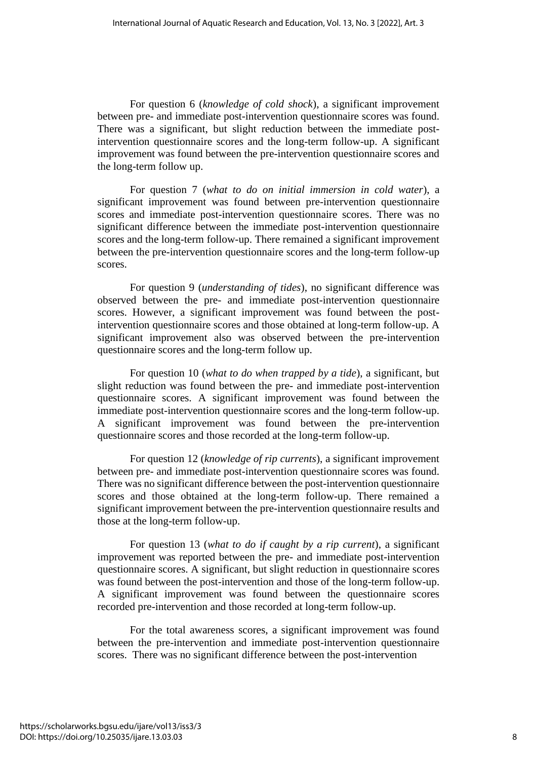For question 6 (*knowledge of cold shock*), a significant improvement between pre- and immediate post-intervention questionnaire scores was found. There was a significant, but slight reduction between the immediate post-intervention questionnaire scores and the long-term follow-up. A significant improvement was found between the pre-intervention questionnaire scores and the long-term follow up.

For question 7 (*what to do on initial immersion in cold water*), a significant improvement was found between pre-intervention questionnaire scores and immediate post-intervention questionnaire scores. There was no significant difference between the immediate post-intervention questionnaire scores and the long-term follow-up. There remained a significant improvement between the pre-intervention questionnaire scores and the long-term follow-up scores.

For question 9 (*understanding of tides*), no significant difference was observed between the pre- and immediate post-intervention questionnaire scores. However, a significant improvement was found between the post-intervention questionnaire scores and those obtained at long-term follow-up. A significant improvement also was observed between the pre-intervention questionnaire scores and the long-term follow up.

For question 10 (*what to do when trapped by a tide*), a significant, but slight reduction was found between the pre- and immediate post-intervention questionnaire scores. A significant improvement was found between the immediate post-intervention questionnaire scores and the long-term follow-up. A significant improvement was found between the pre-intervention questionnaire scores and those recorded at the long-term follow-up.

For question 12 (*knowledge of rip currents*), a significant improvement between pre- and immediate post-intervention questionnaire scores was found. There was no significant difference between the post-intervention questionnaire scores and those obtained at the long-term follow-up. There remained a significant improvement between the pre-intervention questionnaire results and those at the long-term follow-up.

For question 13 (*what to do if caught by a rip current*), a significant improvement was reported between the pre- and immediate post-intervention questionnaire scores. A significant, but slight reduction in questionnaire scores was found between the post-intervention and those of the long-term follow-up. A significant improvement was found between the questionnaire scores recorded pre-intervention and those recorded at long-term follow-up.

For the total awareness scores, a significant improvement was found between the pre-intervention and immediate post-intervention questionnaire scores. There was no significant difference between the post-intervention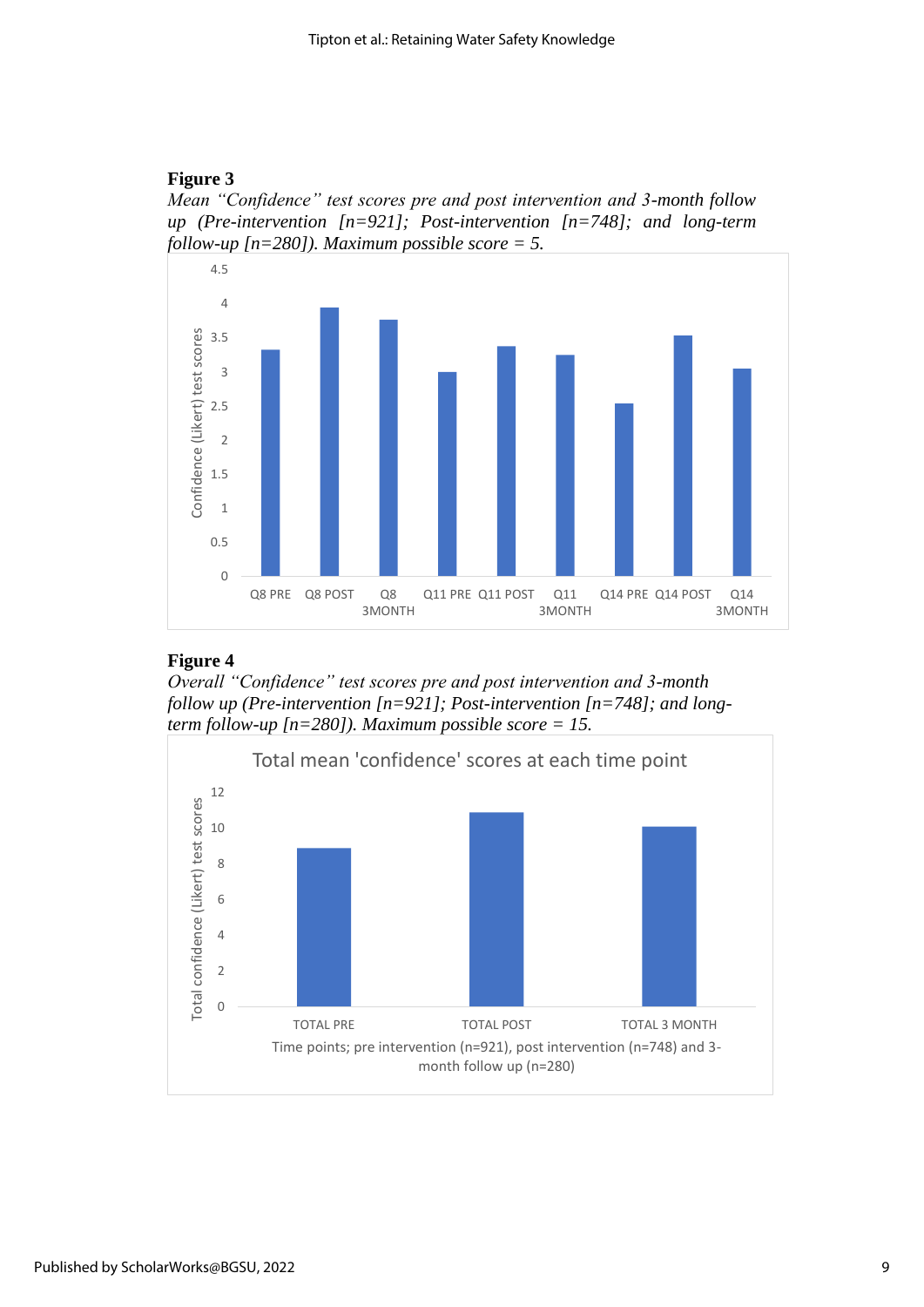**Figure 3**

*Mean "Confidence" test scores pre and post intervention and 3-month follow up (Pre-intervention [n=921]; Post-intervention [n=748]; and long-term follow-up [n=280]). Maximum possible score = 5.*

**Figure 4**

*Overall "Confidence" test scores pre and post intervention and 3-month follow up (Pre-intervention [n=921]; Post-intervention [n=748]; and long-term follow-up [n=280]). Maximum possible score = 15.*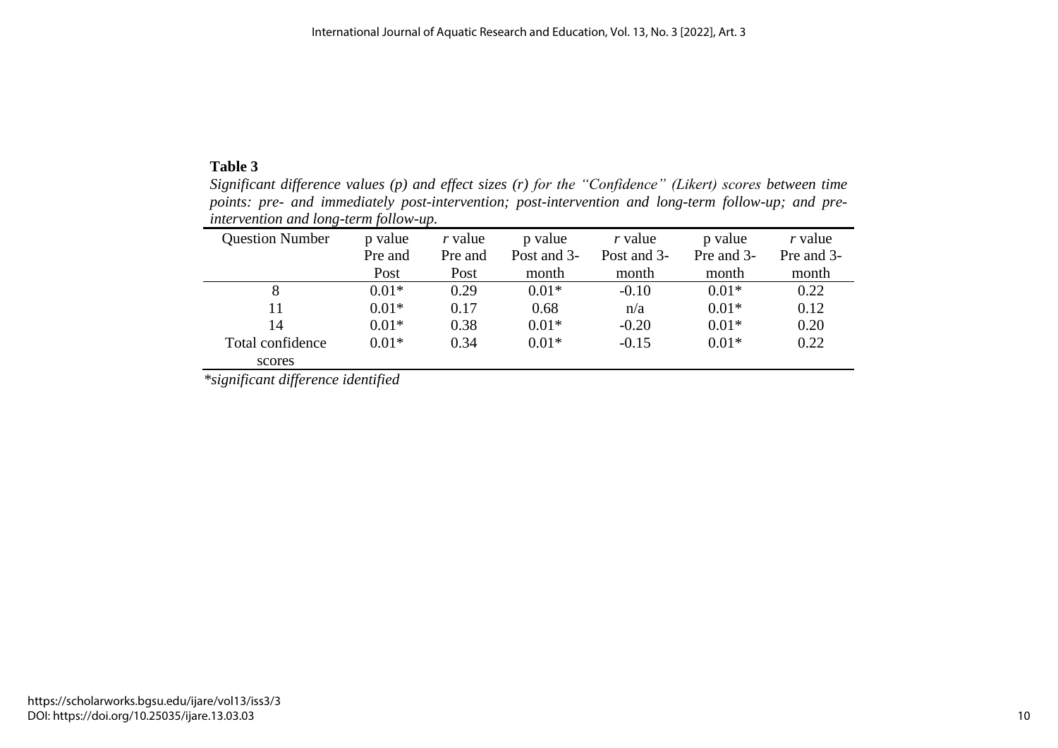**Table 3**

*Significant difference values (p) and effect sizes (r) for the "Confidence" (Likert) scores between time points: pre- and immediately post-intervention; post-intervention and long-term follow-up; and pre-intervention and long-term follow-up.*

| Question Number | p value Pre and Post | *r* value Pre and Post | p value Post and 3-month | *r* value Post and 3-month | p value Pre and 3-month | *r* value Pre and 3-month |
|---|---|---|---|---|---|---|
| 8 | 0.01* | 0.29 | 0.01* | -0.10 | 0.01* | 0.22 |
| 11 | 0.01* | 0.17 | 0.68 | n/a | 0.01* | 0.12 |
| 14 | 0.01* | 0.38 | 0.01* | -0.20 | 0.01* | 0.20 |
| Total confidence scores | 0.01* | 0.34 | 0.01* | -0.15 | 0.01* | 0.22 |

**significant difference identified*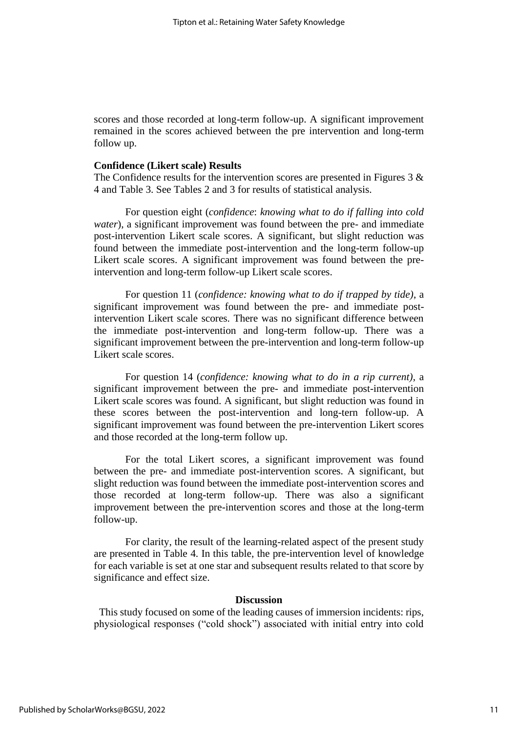scores and those recorded at long-term follow-up. A significant improvement remained in the scores achieved between the pre intervention and long-term follow up.

**Confidence (Likert scale) Results**

The Confidence results for the intervention scores are presented in Figures 3 & 4 and Table 3. See Tables 2 and 3 for results of statistical analysis.

For question eight (*confidence*: *knowing what to do if falling into cold water*), a significant improvement was found between the pre- and immediate post-intervention Likert scale scores. A significant, but slight reduction was found between the immediate post-intervention and the long-term follow-up Likert scale scores. A significant improvement was found between the pre-intervention and long-term follow-up Likert scale scores.

For question 11 (*confidence: knowing what to do if trapped by tide)*, a significant improvement was found between the pre- and immediate post-intervention Likert scale scores. There was no significant difference between the immediate post-intervention and long-term follow-up. There was a significant improvement between the pre-intervention and long-term follow-up Likert scale scores.

For question 14 (*confidence: knowing what to do in a rip current)*, a significant improvement between the pre- and immediate post-intervention Likert scale scores was found. A significant, but slight reduction was found in these scores between the post-intervention and long-tern follow-up. A significant improvement was found between the pre-intervention Likert scores and those recorded at the long-term follow up.

For the total Likert scores, a significant improvement was found between the pre- and immediate post-intervention scores. A significant, but slight reduction was found between the immediate post-intervention scores and those recorded at long-term follow-up. There was also a significant improvement between the pre-intervention scores and those at the long-term follow-up.

For clarity, the result of the learning-related aspect of the present study are presented in Table 4. In this table, the pre-intervention level of knowledge for each variable is set at one star and subsequent results related to that score by significance and effect size.

## Discussion

This study focused on some of the leading causes of immersion incidents: rips, physiological responses ("cold shock") associated with initial entry into cold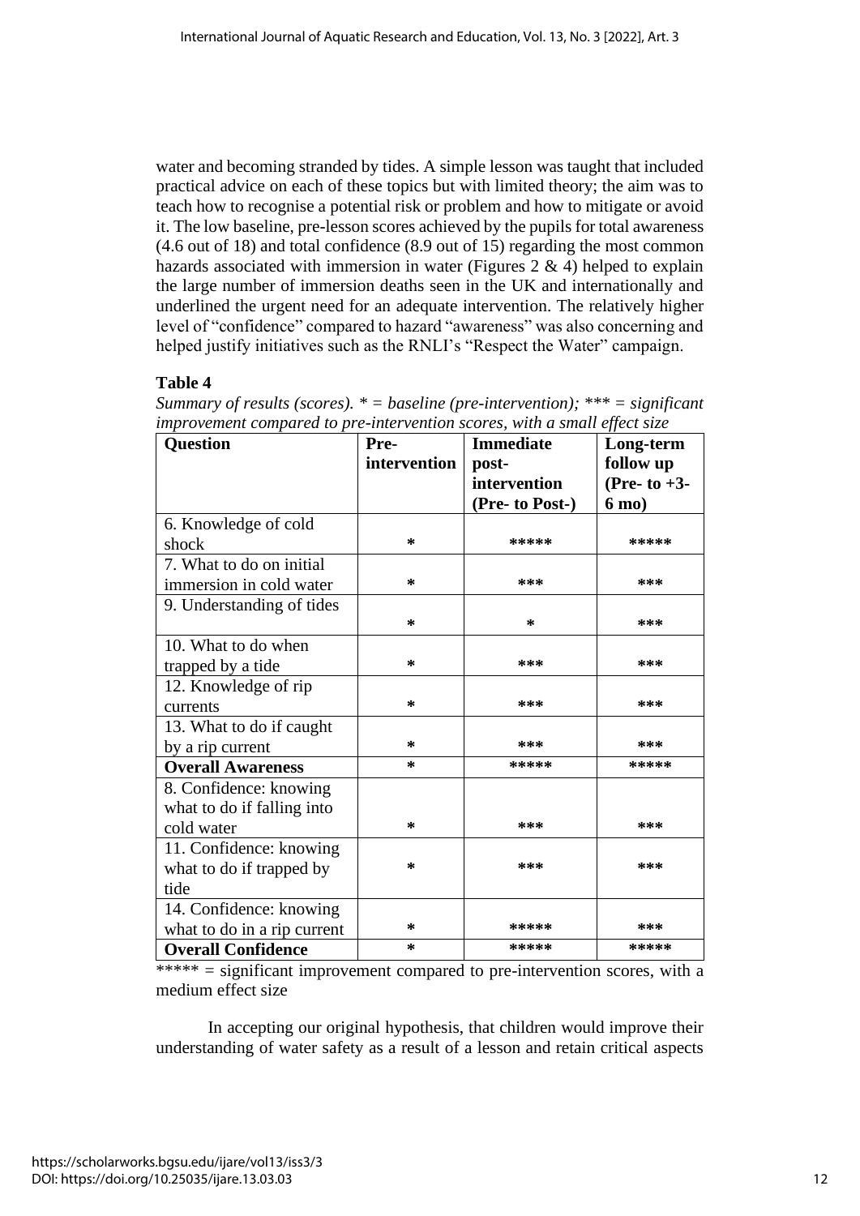water and becoming stranded by tides. A simple lesson was taught that included practical advice on each of these topics but with limited theory; the aim was to teach how to recognise a potential risk or problem and how to mitigate or avoid it. The low baseline, pre-lesson scores achieved by the pupils for total awareness (4.6 out of 18) and total confidence (8.9 out of 15) regarding the most common hazards associated with immersion in water (Figures 2 & 4) helped to explain the large number of immersion deaths seen in the UK and internationally and underlined the urgent need for an adequate intervention. The relatively higher level of "confidence" compared to hazard "awareness" was also concerning and helped justify initiatives such as the RNLI's "Respect the Water" campaign.

**Table 4**

*Summary of results (scores). * = baseline (pre-intervention); *** = significant improvement compared to pre-intervention scores, with a small effect size*

| **Question** | **Pre-intervention** | **Immediate post-intervention (Pre- to Post-)** | **Long-term follow up (Pre- to +3-6 mo)** |
|---|---|---|---|
| 6. Knowledge of cold shock | * | ***** | ***** |
| 7. What to do on initial immersion in cold water | * | *** | *** |
| 9. Understanding of tides | * | * | *** |
| 10. What to do when trapped by a tide | * | *** | *** |
| 12. Knowledge of rip currents | * | *** | *** |
| 13. What to do if caught by a rip current | * | *** | *** |
| **Overall Awareness** | * | ***** | ***** |
| 8. Confidence: knowing what to do if falling into cold water | * | *** | *** |
| 11. Confidence: knowing what to do if trapped by tide | * | *** | *** |
| 14. Confidence: knowing what to do in a rip current | * | ***** | *** |
| **Overall Confidence** | * | ***** | ***** |

***** = significant improvement compared to pre-intervention scores, with a medium effect size

In accepting our original hypothesis, that children would improve their understanding of water safety as a result of a lesson and retain critical aspects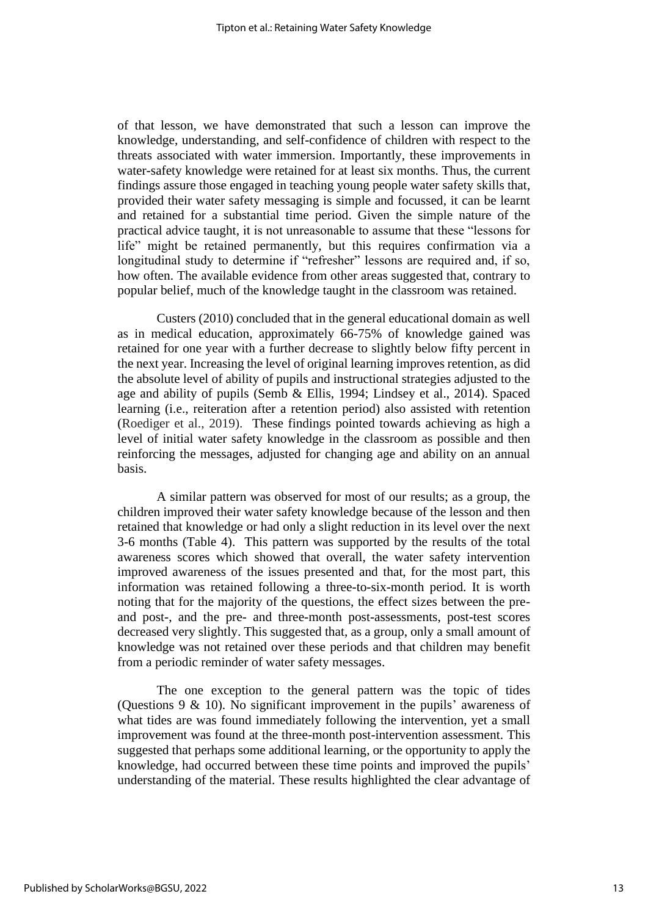of that lesson, we have demonstrated that such a lesson can improve the knowledge, understanding, and self-confidence of children with respect to the threats associated with water immersion. Importantly, these improvements in water-safety knowledge were retained for at least six months. Thus, the current findings assure those engaged in teaching young people water safety skills that, provided their water safety messaging is simple and focussed, it can be learnt and retained for a substantial time period. Given the simple nature of the practical advice taught, it is not unreasonable to assume that these "lessons for life" might be retained permanently, but this requires confirmation via a longitudinal study to determine if "refresher" lessons are required and, if so, how often. The available evidence from other areas suggested that, contrary to popular belief, much of the knowledge taught in the classroom was retained.

Custers (2010) concluded that in the general educational domain as well as in medical education, approximately 66-75% of knowledge gained was retained for one year with a further decrease to slightly below fifty percent in the next year. Increasing the level of original learning improves retention, as did the absolute level of ability of pupils and instructional strategies adjusted to the age and ability of pupils (Semb & Ellis, 1994; Lindsey et al., 2014). Spaced learning (i.e., reiteration after a retention period) also assisted with retention (Roediger et al., 2019). These findings pointed towards achieving as high a level of initial water safety knowledge in the classroom as possible and then reinforcing the messages, adjusted for changing age and ability on an annual basis.

A similar pattern was observed for most of our results; as a group, the children improved their water safety knowledge because of the lesson and then retained that knowledge or had only a slight reduction in its level over the next 3-6 months (Table 4). This pattern was supported by the results of the total awareness scores which showed that overall, the water safety intervention improved awareness of the issues presented and that, for the most part, this information was retained following a three-to-six-month period. It is worth noting that for the majority of the questions, the effect sizes between the pre- and post-, and the pre- and three-month post-assessments, post-test scores decreased very slightly. This suggested that, as a group, only a small amount of knowledge was not retained over these periods and that children may benefit from a periodic reminder of water safety messages.

The one exception to the general pattern was the topic of tides (Questions 9 & 10). No significant improvement in the pupils' awareness of what tides are was found immediately following the intervention, yet a small improvement was found at the three-month post-intervention assessment. This suggested that perhaps some additional learning, or the opportunity to apply the knowledge, had occurred between these time points and improved the pupils' understanding of the material. These results highlighted the clear advantage of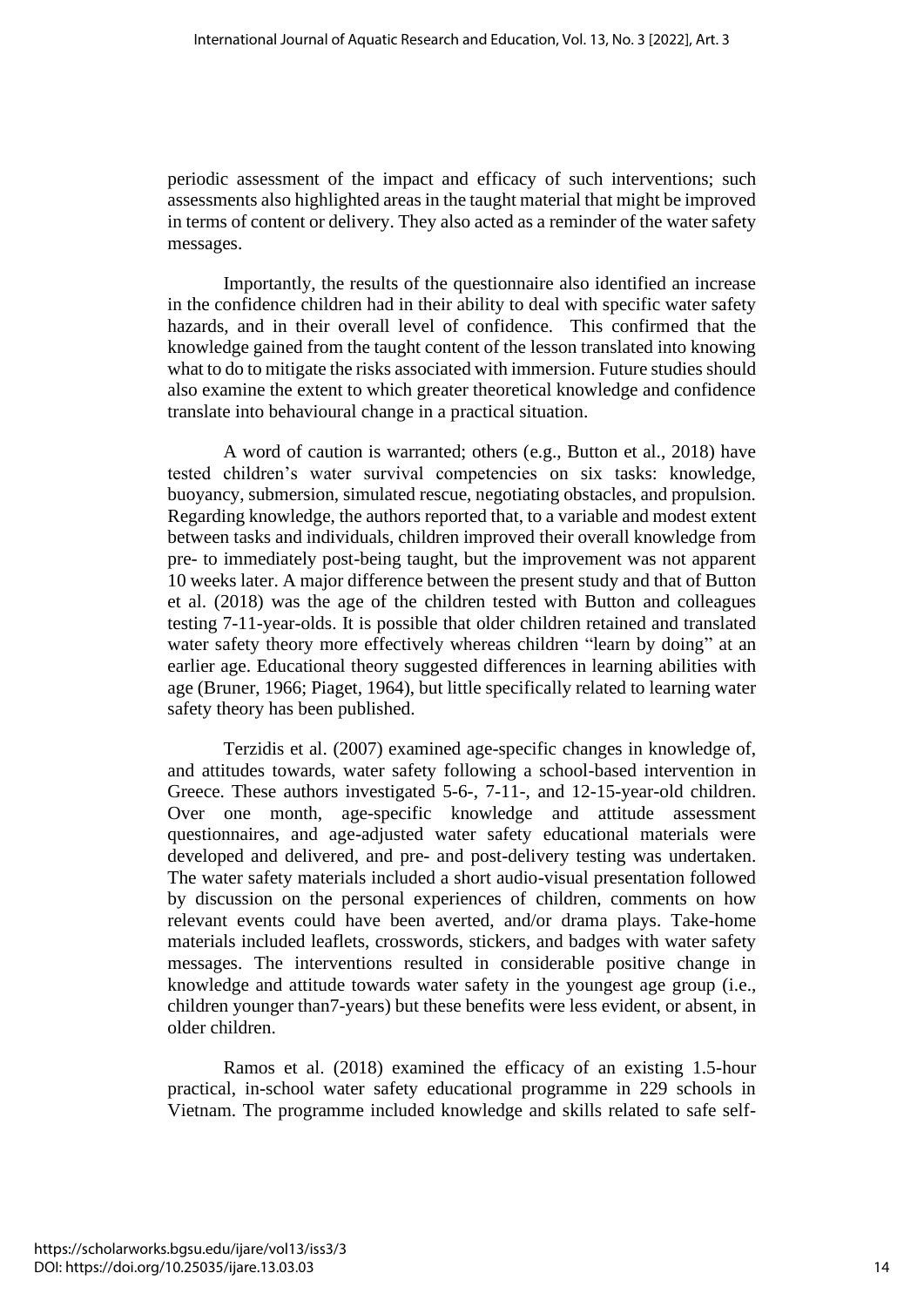periodic assessment of the impact and efficacy of such interventions; such assessments also highlighted areas in the taught material that might be improved in terms of content or delivery. They also acted as a reminder of the water safety messages.

Importantly, the results of the questionnaire also identified an increase in the confidence children had in their ability to deal with specific water safety hazards, and in their overall level of confidence. This confirmed that the knowledge gained from the taught content of the lesson translated into knowing what to do to mitigate the risks associated with immersion. Future studies should also examine the extent to which greater theoretical knowledge and confidence translate into behavioural change in a practical situation.

A word of caution is warranted; others (e.g., Button et al., 2018) have tested children's water survival competencies on six tasks: knowledge, buoyancy, submersion, simulated rescue, negotiating obstacles, and propulsion. Regarding knowledge, the authors reported that, to a variable and modest extent between tasks and individuals, children improved their overall knowledge from pre- to immediately post-being taught, but the improvement was not apparent 10 weeks later. A major difference between the present study and that of Button et al. (2018) was the age of the children tested with Button and colleagues testing 7-11-year-olds. It is possible that older children retained and translated water safety theory more effectively whereas children "learn by doing" at an earlier age. Educational theory suggested differences in learning abilities with age (Bruner, 1966; Piaget, 1964), but little specifically related to learning water safety theory has been published.

Terzidis et al. (2007) examined age-specific changes in knowledge of, and attitudes towards, water safety following a school-based intervention in Greece. These authors investigated 5-6-, 7-11-, and 12-15-year-old children. Over one month, age-specific knowledge and attitude assessment questionnaires, and age-adjusted water safety educational materials were developed and delivered, and pre- and post-delivery testing was undertaken. The water safety materials included a short audio-visual presentation followed by discussion on the personal experiences of children, comments on how relevant events could have been averted, and/or drama plays. Take-home materials included leaflets, crosswords, stickers, and badges with water safety messages. The interventions resulted in considerable positive change in knowledge and attitude towards water safety in the youngest age group (i.e., children younger than7-years) but these benefits were less evident, or absent, in older children.

Ramos et al. (2018) examined the efficacy of an existing 1.5-hour practical, in-school water safety educational programme in 229 schools in Vietnam. The programme included knowledge and skills related to safe self-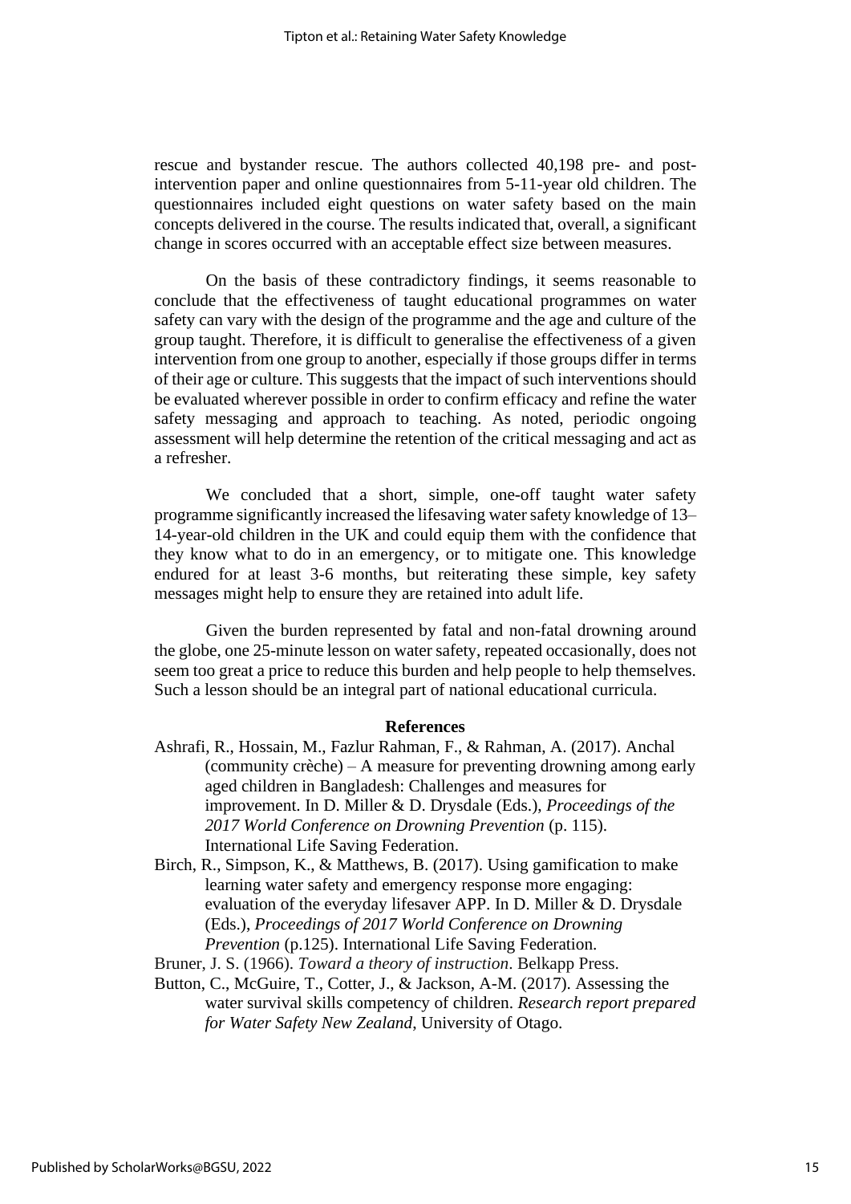rescue and bystander rescue. The authors collected 40,198 pre- and post-intervention paper and online questionnaires from 5-11-year old children. The questionnaires included eight questions on water safety based on the main concepts delivered in the course. The results indicated that, overall, a significant change in scores occurred with an acceptable effect size between measures.

On the basis of these contradictory findings, it seems reasonable to conclude that the effectiveness of taught educational programmes on water safety can vary with the design of the programme and the age and culture of the group taught. Therefore, it is difficult to generalise the effectiveness of a given intervention from one group to another, especially if those groups differ in terms of their age or culture. This suggests that the impact of such interventions should be evaluated wherever possible in order to confirm efficacy and refine the water safety messaging and approach to teaching. As noted, periodic ongoing assessment will help determine the retention of the critical messaging and act as a refresher.

We concluded that a short, simple, one-off taught water safety programme significantly increased the lifesaving water safety knowledge of 13–14-year-old children in the UK and could equip them with the confidence that they know what to do in an emergency, or to mitigate one. This knowledge endured for at least 3-6 months, but reiterating these simple, key safety messages might help to ensure they are retained into adult life.

Given the burden represented by fatal and non-fatal drowning around the globe, one 25-minute lesson on water safety, repeated occasionally, does not seem too great a price to reduce this burden and help people to help themselves. Such a lesson should be an integral part of national educational curricula.

## References

Ashrafi, R., Hossain, M., Fazlur Rahman, F., & Rahman, A. (2017). Anchal (community crèche) – A measure for preventing drowning among early aged children in Bangladesh: Challenges and measures for improvement. In D. Miller & D. Drysdale (Eds.), *Proceedings of the 2017 World Conference on Drowning Prevention* (p. 115). International Life Saving Federation.

Birch, R., Simpson, K., & Matthews, B. (2017). Using gamification to make learning water safety and emergency response more engaging: evaluation of the everyday lifesaver APP. In D. Miller & D. Drysdale (Eds.), *Proceedings of 2017 World Conference on Drowning Prevention* (p.125). International Life Saving Federation.

Bruner, J. S. (1966). *Toward a theory of instruction*. Belkapp Press.

Button, C., McGuire, T., Cotter, J., & Jackson, A-M. (2017). Assessing the water survival skills competency of children. *Research report prepared for Water Safety New Zealand*, University of Otago.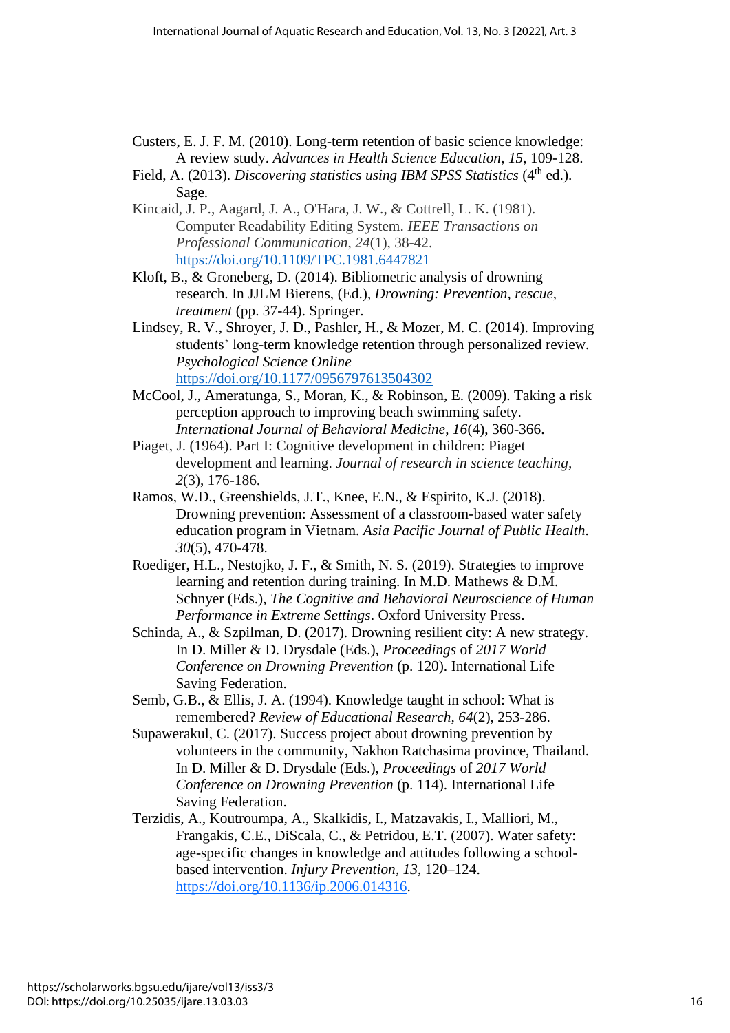Custers, E. J. F. M. (2010). Long-term retention of basic science knowledge: A review study. *Advances in Health Science Education*, *15*, 109-128.

Field, A. (2013). *Discovering statistics using IBM SPSS Statistics* (4th ed.). Sage.

Kincaid, J. P., Aagard, J. A., O'Hara, J. W., & Cottrell, L. K. (1981). Computer Readability Editing System. *IEEE Transactions on Professional Communication*, *24*(1), 38-42. https://doi.org/10.1109/TPC.1981.6447821

Kloft, B., & Groneberg, D. (2014). Bibliometric analysis of drowning research. In JJLM Bierens, (Ed.), *Drowning: Prevention, rescue, treatment* (pp. 37-44). Springer.

Lindsey, R. V., Shroyer, J. D., Pashler, H., & Mozer, M. C. (2014). Improving students' long-term knowledge retention through personalized review. *Psychological Science Online* https://doi.org/10.1177/0956797613504302

McCool, J., Ameratunga, S., Moran, K., & Robinson, E. (2009). Taking a risk perception approach to improving beach swimming safety. *International Journal of Behavioral Medicine*, *16*(4), 360-366.

Piaget, J. (1964). Part I: Cognitive development in children: Piaget development and learning. *Journal of research in science teaching, 2*(3), 176-186.

Ramos, W.D., Greenshields, J.T., Knee, E.N., & Espirito, K.J. (2018). Drowning prevention: Assessment of a classroom-based water safety education program in Vietnam. *Asia Pacific Journal of Public Health*. *30*(5), 470-478.

Roediger, H.L., Nestojko, J. F., & Smith, N. S. (2019). Strategies to improve learning and retention during training. In M.D. Mathews & D.M. Schnyer (Eds.), *The Cognitive and Behavioral Neuroscience of Human Performance in Extreme Settings*. Oxford University Press.

Schinda, A., & Szpilman, D. (2017). Drowning resilient city: A new strategy. In D. Miller & D. Drysdale (Eds.), *Proceedings* of *2017 World Conference on Drowning Prevention* (p. 120). International Life Saving Federation.

Semb, G.B., & Ellis, J. A. (1994). Knowledge taught in school: What is remembered? *Review of Educational Research*, *64*(2), 253-286.

Supawerakul, C. (2017). Success project about drowning prevention by volunteers in the community, Nakhon Ratchasima province, Thailand. In D. Miller & D. Drysdale (Eds.), *Proceedings* of *2017 World Conference on Drowning Prevention* (p. 114). International Life Saving Federation.

Terzidis, A., Koutroumpa, A., Skalkidis, I., Matzavakis, I., Malliori, M., Frangakis, C.E., DiScala, C., & Petridou, E.T. (2007). Water safety: age-specific changes in knowledge and attitudes following a school-based intervention. *Injury Prevention*, *13*, 120–124. https://doi.org/10.1136/ip.2006.014316.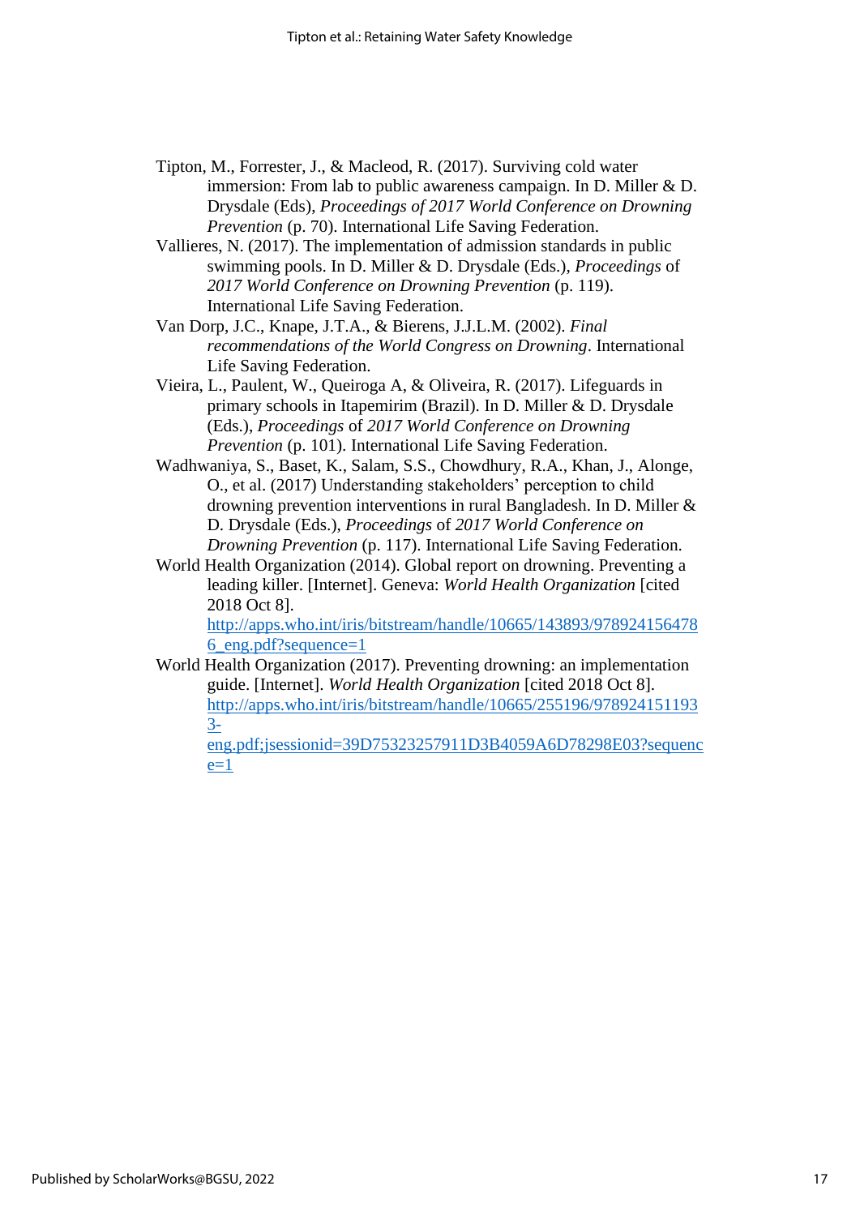Tipton, M., Forrester, J., & Macleod, R. (2017). Surviving cold water immersion: From lab to public awareness campaign. In D. Miller & D. Drysdale (Eds), *Proceedings of 2017 World Conference on Drowning Prevention* (p. 70). International Life Saving Federation.

Vallieres, N. (2017). The implementation of admission standards in public swimming pools. In D. Miller & D. Drysdale (Eds.), *Proceedings* of *2017 World Conference on Drowning Prevention* (p. 119). International Life Saving Federation.

Van Dorp, J.C., Knape, J.T.A., & Bierens, J.J.L.M. (2002). *Final recommendations of the World Congress on Drowning*. International Life Saving Federation.

Vieira, L., Paulent, W., Queiroga A, & Oliveira, R. (2017). Lifeguards in primary schools in Itapemirim (Brazil). In D. Miller & D. Drysdale (Eds.), *Proceedings* of *2017 World Conference on Drowning Prevention* (p. 101). International Life Saving Federation.

Wadhwaniya, S., Baset, K., Salam, S.S., Chowdhury, R.A., Khan, J., Alonge, O., et al. (2017) Understanding stakeholders' perception to child drowning prevention interventions in rural Bangladesh. In D. Miller & D. Drysdale (Eds.), *Proceedings* of *2017 World Conference on Drowning Prevention* (p. 117). International Life Saving Federation.

World Health Organization (2014). Global report on drowning. Preventing a leading killer. [Internet]. Geneva: *World Health Organization* [cited 2018 Oct 8]. http://apps.who.int/iris/bitstream/handle/10665/143893/9789241564786_eng.pdf?sequence=1

World Health Organization (2017). Preventing drowning: an implementation guide. [Internet]. *World Health Organization* [cited 2018 Oct 8]. http://apps.who.int/iris/bitstream/handle/10665/255196/9789241511933-eng.pdf;jsessionid=39D75323257911D3B4059A6D78298E03?sequence=1